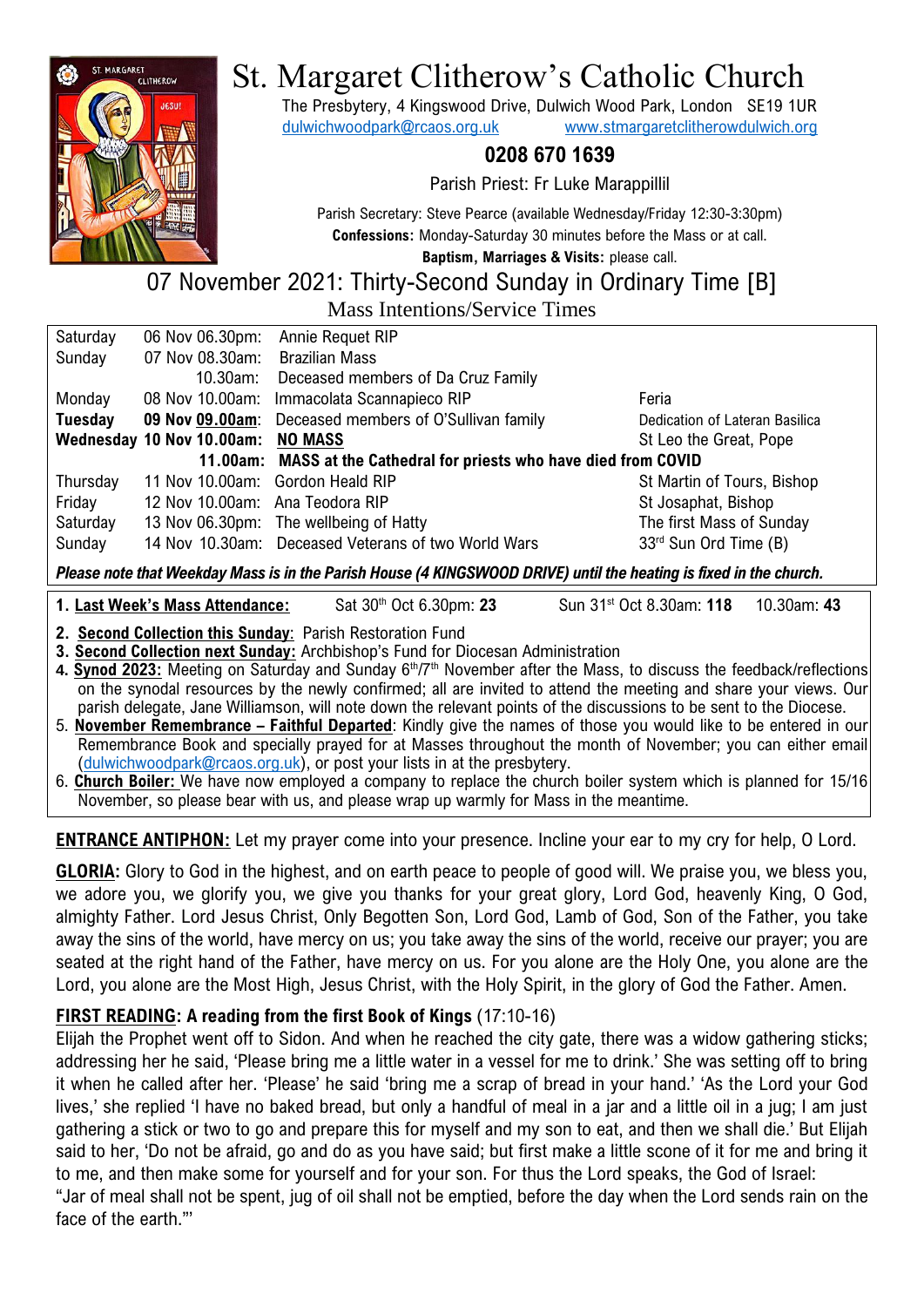# St. Margaret Clitherow's Catholic Church

The Presbytery, 4 Kingswood Drive, Dulwich Wood Park, London SE19 1UR
dulwichwoodpark@rcaos.org.uk www.stmargaretclitherowdulwich.org

**0208 670 1639**

Parish Priest: Fr Luke Marappillil

Parish Secretary: Steve Pearce (available Wednesday/Friday 12:30-3:30pm)
**Confessions:** Monday-Saturday 30 minutes before the Mass or at call.
**Baptism, Marriages & Visits:** please call.

## 07 November 2021: Thirty-Second Sunday in Ordinary Time [B]

### Mass Intentions/Service Times

| | | | |
|---|---|---|---|
| Saturday | 06 Nov 06.30pm: | Annie Requet RIP | |
| Sunday | 07 Nov 08.30am: | Brazilian Mass | |
| | 10.30am: | Deceased members of Da Cruz Family | |
| Monday | 08 Nov 10.00am: | Immacolata Scannapieco RIP | Feria |
| **Tuesday** | **09 Nov 09.00am**: | Deceased members of O'Sullivan family | Dedication of Lateran Basilica |
| **Wednesday** | **10 Nov 10.00am:** | **NO MASS** | St Leo the Great, Pope |
| | **11.00am:** | **MASS at the Cathedral for priests who have died from COVID** | |
| Thursday | 11 Nov 10.00am: | Gordon Heald RIP | St Martin of Tours, Bishop |
| Friday | 12 Nov 10.00am: | Ana Teodora RIP | St Josaphat, Bishop |
| Saturday | 13 Nov 06.30pm: | The wellbeing of Hatty | The first Mass of Sunday |
| Sunday | 14 Nov 10.30am: | Deceased Veterans of two World Wars | 33rd Sun Ord Time (B) |

***Please note that Weekday Mass is in the Parish House (4 KINGSWOOD DRIVE) until the heating is fixed in the church.***

1. **Last Week's Mass Attendance:** Sat 30th Oct 6.30pm: **23** Sun 31st Oct 8.30am: **118** 10.30am: **43**
2. **Second Collection this Sunday**: Parish Restoration Fund
3. **Second Collection next Sunday:** Archbishop's Fund for Diocesan Administration
4. **Synod 2023:** Meeting on Saturday and Sunday 6th/7th November after the Mass, to discuss the feedback/reflections on the synodal resources by the newly confirmed; all are invited to attend the meeting and share your views. Our parish delegate, Jane Williamson, will note down the relevant points of the discussions to be sent to the Diocese.
5. **November Remembrance – Faithful Departed**: Kindly give the names of those you would like to be entered in our Remembrance Book and specially prayed for at Masses throughout the month of November; you can either email (dulwichwoodpark@rcaos.org.uk), or post your lists in at the presbytery.
6. **Church Boiler:** We have now employed a company to replace the church boiler system which is planned for 15/16 November, so please bear with us, and please wrap up warmly for Mass in the meantime.

**ENTRANCE ANTIPHON:** Let my prayer come into your presence. Incline your ear to my cry for help, O Lord.

**GLORIA:** Glory to God in the highest, and on earth peace to people of good will. We praise you, we bless you, we adore you, we glorify you, we give you thanks for your great glory, Lord God, heavenly King, O God, almighty Father. Lord Jesus Christ, Only Begotten Son, Lord God, Lamb of God, Son of the Father, you take away the sins of the world, have mercy on us; you take away the sins of the world, receive our prayer; you are seated at the right hand of the Father, have mercy on us. For you alone are the Holy One, you alone are the Lord, you alone are the Most High, Jesus Christ, with the Holy Spirit, in the glory of God the Father. Amen.

**FIRST READING: A reading from the first Book of Kings** (17:10-16)

Elijah the Prophet went off to Sidon. And when he reached the city gate, there was a widow gathering sticks; addressing her he said, 'Please bring me a little water in a vessel for me to drink.' She was setting off to bring it when he called after her. 'Please' he said 'bring me a scrap of bread in your hand.' 'As the Lord your God lives,' she replied 'I have no baked bread, but only a handful of meal in a jar and a little oil in a jug; I am just gathering a stick or two to go and prepare this for myself and my son to eat, and then we shall die.' But Elijah said to her, 'Do not be afraid, go and do as you have said; but first make a little scone of it for me and bring it to me, and then make some for yourself and for your son. For thus the Lord speaks, the God of Israel:
"Jar of meal shall not be spent, jug of oil shall not be emptied, before the day when the Lord sends rain on the face of the earth."'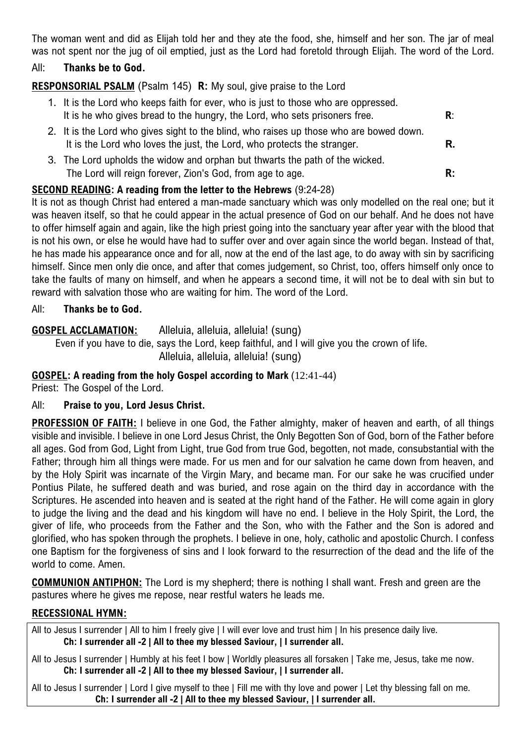The woman went and did as Elijah told her and they ate the food, she, himself and her son. The jar of meal was not spent nor the jug of oil emptied, just as the Lord had foretold through Elijah. The word of the Lord.

All: **Thanks be to God.**

**RESPONSORIAL PSALM** (Psalm 145) **R:** My soul, give praise to the Lord

1. It is the Lord who keeps faith for ever, who is just to those who are oppressed. It is he who gives bread to the hungry, the Lord, who sets prisoners free. **R**:
2. It is the Lord who gives sight to the blind, who raises up those who are bowed down. It is the Lord who loves the just, the Lord, who protects the stranger. **R.**
3. The Lord upholds the widow and orphan but thwarts the path of the wicked. The Lord will reign forever, Zion's God, from age to age. **R:**

**SECOND READING: A reading from the letter to the Hebrews** (9:24-28)

It is not as though Christ had entered a man-made sanctuary which was only modelled on the real one; but it was heaven itself, so that he could appear in the actual presence of God on our behalf. And he does not have to offer himself again and again, like the high priest going into the sanctuary year after year with the blood that is not his own, or else he would have had to suffer over and over again since the world began. Instead of that, he has made his appearance once and for all, now at the end of the last age, to do away with sin by sacrificing himself. Since men only die once, and after that comes judgement, so Christ, too, offers himself only once to take the faults of many on himself, and when he appears a second time, it will not be to deal with sin but to reward with salvation those who are waiting for him. The word of the Lord.

All: **Thanks be to God.**

**GOSPEL ACCLAMATION:** Alleluia, alleluia, alleluia! (sung)

Even if you have to die, says the Lord, keep faithful, and I will give you the crown of life.

Alleluia, alleluia, alleluia! (sung)

**GOSPEL: A reading from the holy Gospel according to Mark** (12:41-44)

Priest: The Gospel of the Lord.

All: **Praise to you, Lord Jesus Christ.**

**PROFESSION OF FAITH:** I believe in one God, the Father almighty, maker of heaven and earth, of all things visible and invisible. I believe in one Lord Jesus Christ, the Only Begotten Son of God, born of the Father before all ages. God from God, Light from Light, true God from true God, begotten, not made, consubstantial with the Father; through him all things were made. For us men and for our salvation he came down from heaven, and by the Holy Spirit was incarnate of the Virgin Mary, and became man. For our sake he was crucified under Pontius Pilate, he suffered death and was buried, and rose again on the third day in accordance with the Scriptures. He ascended into heaven and is seated at the right hand of the Father. He will come again in glory to judge the living and the dead and his kingdom will have no end. I believe in the Holy Spirit, the Lord, the giver of life, who proceeds from the Father and the Son, who with the Father and the Son is adored and glorified, who has spoken through the prophets. I believe in one, holy, catholic and apostolic Church. I confess one Baptism for the forgiveness of sins and I look forward to the resurrection of the dead and the life of the world to come. Amen.

**COMMUNION ANTIPHON:** The Lord is my shepherd; there is nothing I shall want. Fresh and green are the pastures where he gives me repose, near restful waters he leads me.

**RECESSIONAL HYMN:**

All to Jesus I surrender | All to him I freely give | I will ever love and trust him | In his presence daily live.
**Ch: I surrender all -2 | All to thee my blessed Saviour, | I surrender all.**

All to Jesus I surrender | Humbly at his feet I bow | Worldly pleasures all forsaken | Take me, Jesus, take me now.
**Ch: I surrender all -2 | All to thee my blessed Saviour, | I surrender all.**

All to Jesus I surrender | Lord I give myself to thee | Fill me with thy love and power | Let thy blessing fall on me.
**Ch: I surrender all -2 | All to thee my blessed Saviour, | I surrender all.**